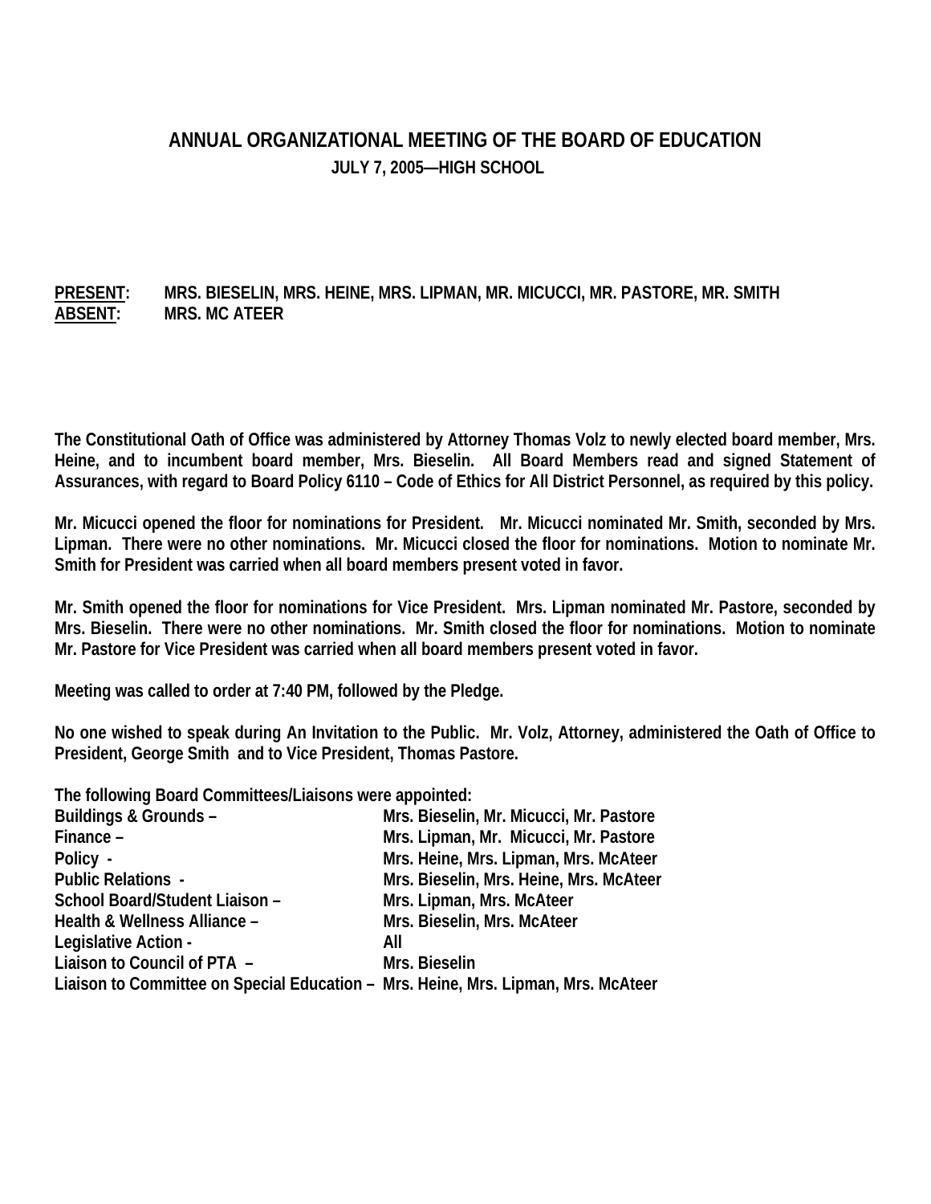# ANNUAL ORGANIZATIONAL MEETING OF THE BOARD OF EDUCATION

## JULY 7, 2005—HIGH SCHOOL

**PRESENT:** MRS. BIESELIN, MRS. HEINE, MRS. LIPMAN, MR. MICUCCI, MR. PASTORE, MR. SMITH
**ABSENT:** MRS. MC ATEER

The Constitutional Oath of Office was administered by Attorney Thomas Volz to newly elected board member, Mrs. Heine, and to incumbent board member, Mrs. Bieselin. All Board Members read and signed Statement of Assurances, with regard to Board Policy 6110 – Code of Ethics for All District Personnel, as required by this policy.

Mr. Micucci opened the floor for nominations for President. Mr. Micucci nominated Mr. Smith, seconded by Mrs. Lipman. There were no other nominations. Mr. Micucci closed the floor for nominations. Motion to nominate Mr. Smith for President was carried when all board members present voted in favor.

Mr. Smith opened the floor for nominations for Vice President. Mrs. Lipman nominated Mr. Pastore, seconded by Mrs. Bieselin. There were no other nominations. Mr. Smith closed the floor for nominations. Motion to nominate Mr. Pastore for Vice President was carried when all board members present voted in favor.

Meeting was called to order at 7:40 PM, followed by the Pledge.

No one wished to speak during An Invitation to the Public. Mr. Volz, Attorney, administered the Oath of Office to President, George Smith and to Vice President, Thomas Pastore.

The following Board Committees/Liaisons were appointed:

| | |
|---|---|
| Buildings & Grounds – | Mrs. Bieselin, Mr. Micucci, Mr. Pastore |
| Finance – | Mrs. Lipman, Mr. Micucci, Mr. Pastore |
| Policy - | Mrs. Heine, Mrs. Lipman, Mrs. McAteer |
| Public Relations - | Mrs. Bieselin, Mrs. Heine, Mrs. McAteer |
| School Board/Student Liaison – | Mrs. Lipman, Mrs. McAteer |
| Health & Wellness Alliance – | Mrs. Bieselin, Mrs. McAteer |
| Legislative Action - | All |
| Liaison to Council of PTA – | Mrs. Bieselin |
| Liaison to Committee on Special Education – | Mrs. Heine, Mrs. Lipman, Mrs. McAteer |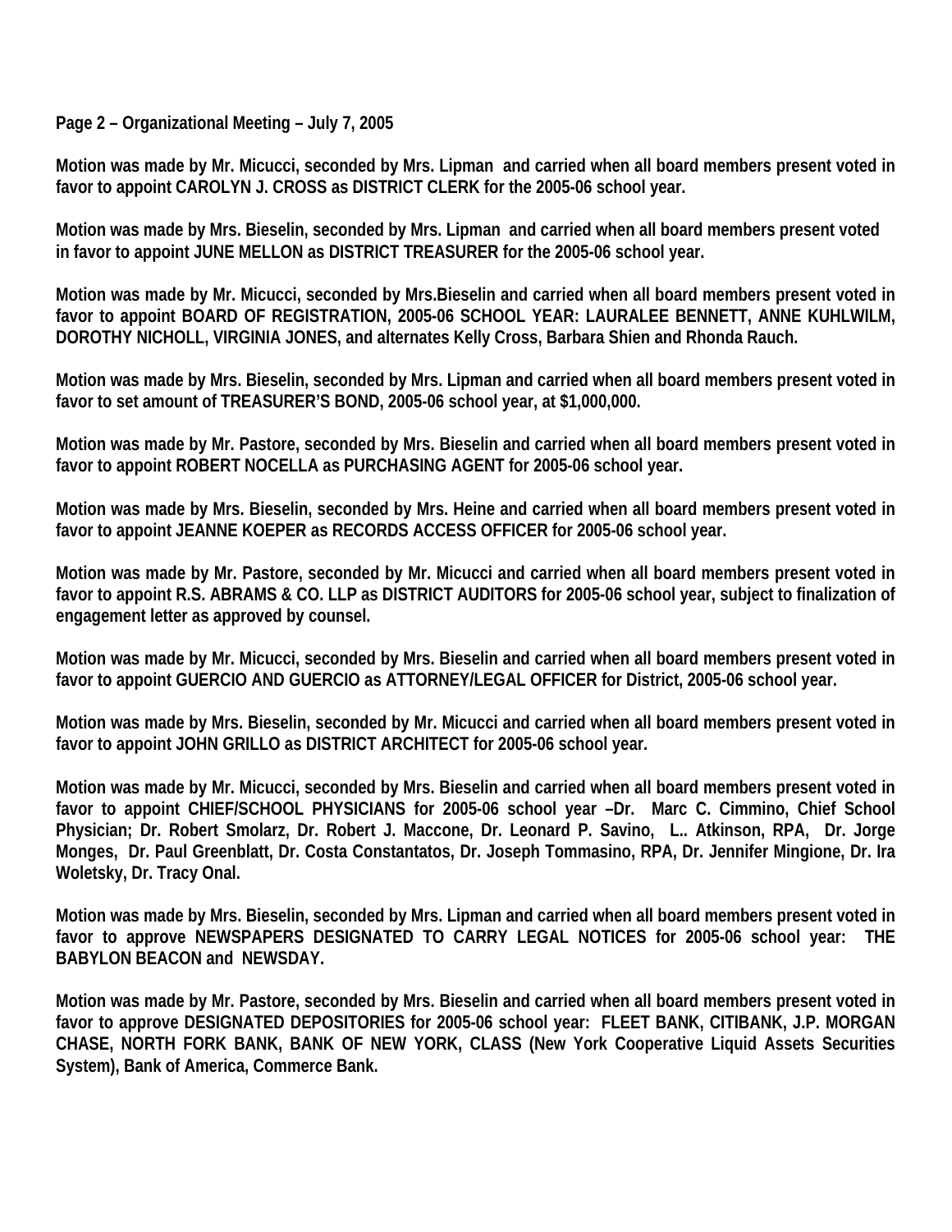**Page 2 – Organizational Meeting – July 7, 2005**

**Motion was made by Mr. Micucci, seconded by Mrs. Lipman and carried when all board members present voted in favor to appoint CAROLYN J. CROSS as DISTRICT CLERK for the 2005-06 school year.**

**Motion was made by Mrs. Bieselin, seconded by Mrs. Lipman and carried when all board members present voted in favor to appoint JUNE MELLON as DISTRICT TREASURER for the 2005-06 school year.**

**Motion was made by Mr. Micucci, seconded by Mrs.Bieselin and carried when all board members present voted in favor to appoint BOARD OF REGISTRATION, 2005-06 SCHOOL YEAR: LAURALEE BENNETT, ANNE KUHLWILM, DOROTHY NICHOLL, VIRGINIA JONES, and alternates Kelly Cross, Barbara Shien and Rhonda Rauch.**

**Motion was made by Mrs. Bieselin, seconded by Mrs. Lipman and carried when all board members present voted in favor to set amount of TREASURER'S BOND, 2005-06 school year, at $1,000,000.**

**Motion was made by Mr. Pastore, seconded by Mrs. Bieselin and carried when all board members present voted in favor to appoint ROBERT NOCELLA as PURCHASING AGENT for 2005-06 school year.**

**Motion was made by Mrs. Bieselin, seconded by Mrs. Heine and carried when all board members present voted in favor to appoint JEANNE KOEPER as RECORDS ACCESS OFFICER for 2005-06 school year.**

**Motion was made by Mr. Pastore, seconded by Mr. Micucci and carried when all board members present voted in favor to appoint R.S. ABRAMS & CO. LLP as DISTRICT AUDITORS for 2005-06 school year, subject to finalization of engagement letter as approved by counsel.**

**Motion was made by Mr. Micucci, seconded by Mrs. Bieselin and carried when all board members present voted in favor to appoint GUERCIO AND GUERCIO as ATTORNEY/LEGAL OFFICER for District, 2005-06 school year.**

**Motion was made by Mrs. Bieselin, seconded by Mr. Micucci and carried when all board members present voted in favor to appoint JOHN GRILLO as DISTRICT ARCHITECT for 2005-06 school year.**

**Motion was made by Mr. Micucci, seconded by Mrs. Bieselin and carried when all board members present voted in favor to appoint CHIEF/SCHOOL PHYSICIANS for 2005-06 school year –Dr. Marc C. Cimmino, Chief School Physician; Dr. Robert Smolarz, Dr. Robert J. Maccone, Dr. Leonard P. Savino, L.. Atkinson, RPA, Dr. Jorge Monges, Dr. Paul Greenblatt, Dr. Costa Constantatos, Dr. Joseph Tommasino, RPA, Dr. Jennifer Mingione, Dr. Ira Woletsky, Dr. Tracy Onal.**

**Motion was made by Mrs. Bieselin, seconded by Mrs. Lipman and carried when all board members present voted in favor to approve NEWSPAPERS DESIGNATED TO CARRY LEGAL NOTICES for 2005-06 school year: THE BABYLON BEACON and NEWSDAY.**

**Motion was made by Mr. Pastore, seconded by Mrs. Bieselin and carried when all board members present voted in favor to approve DESIGNATED DEPOSITORIES for 2005-06 school year: FLEET BANK, CITIBANK, J.P. MORGAN CHASE, NORTH FORK BANK, BANK OF NEW YORK, CLASS (New York Cooperative Liquid Assets Securities System), Bank of America, Commerce Bank.**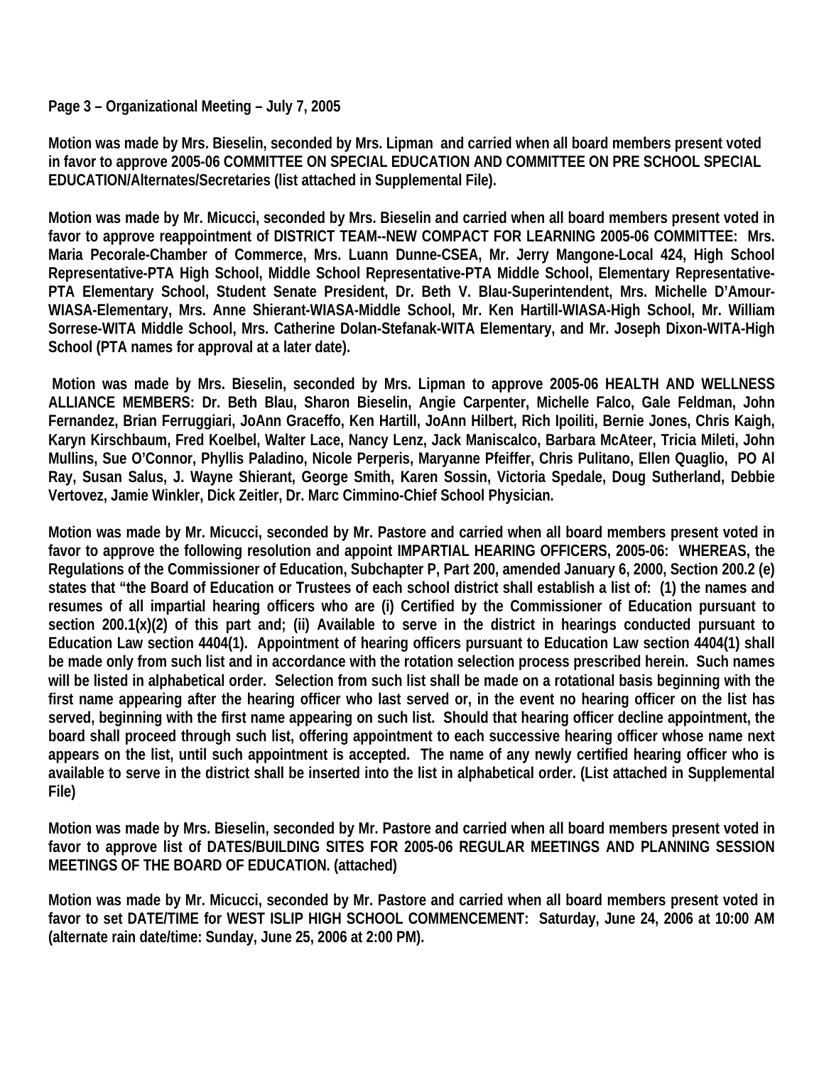**Page 3 – Organizational Meeting – July 7, 2005**

**Motion was made by Mrs. Bieselin, seconded by Mrs. Lipman and carried when all board members present voted in favor to approve 2005-06 COMMITTEE ON SPECIAL EDUCATION AND COMMITTEE ON PRE SCHOOL SPECIAL EDUCATION/Alternates/Secretaries (list attached in Supplemental File).**

**Motion was made by Mr. Micucci, seconded by Mrs. Bieselin and carried when all board members present voted in favor to approve reappointment of DISTRICT TEAM--NEW COMPACT FOR LEARNING 2005-06 COMMITTEE: Mrs. Maria Pecorale-Chamber of Commerce, Mrs. Luann Dunne-CSEA, Mr. Jerry Mangone-Local 424, High School Representative-PTA High School, Middle School Representative-PTA Middle School, Elementary Representative-PTA Elementary School, Student Senate President, Dr. Beth V. Blau-Superintendent, Mrs. Michelle D'Amour-WIASA-Elementary, Mrs. Anne Shierant-WIASA-Middle School, Mr. Ken Hartill-WIASA-High School, Mr. William Sorrese-WITA Middle School, Mrs. Catherine Dolan-Stefanak-WITA Elementary, and Mr. Joseph Dixon-WITA-High School (PTA names for approval at a later date).**

**Motion was made by Mrs. Bieselin, seconded by Mrs. Lipman to approve 2005-06 HEALTH AND WELLNESS ALLIANCE MEMBERS: Dr. Beth Blau, Sharon Bieselin, Angie Carpenter, Michelle Falco, Gale Feldman, John Fernandez, Brian Ferruggiari, JoAnn Graceffo, Ken Hartill, JoAnn Hilbert, Rich Ipoiliti, Bernie Jones, Chris Kaigh, Karyn Kirschbaum, Fred Koelbel, Walter Lace, Nancy Lenz, Jack Maniscalco, Barbara McAteer, Tricia Mileti, John Mullins, Sue O'Connor, Phyllis Paladino, Nicole Perperis, Maryanne Pfeiffer, Chris Pulitano, Ellen Quaglio, PO Al Ray, Susan Salus, J. Wayne Shierant, George Smith, Karen Sossin, Victoria Spedale, Doug Sutherland, Debbie Vertovez, Jamie Winkler, Dick Zeitler, Dr. Marc Cimmino-Chief School Physician.**

**Motion was made by Mr. Micucci, seconded by Mr. Pastore and carried when all board members present voted in favor to approve the following resolution and appoint IMPARTIAL HEARING OFFICERS, 2005-06: WHEREAS, the Regulations of the Commissioner of Education, Subchapter P, Part 200, amended January 6, 2000, Section 200.2 (e) states that "the Board of Education or Trustees of each school district shall establish a list of: (1) the names and resumes of all impartial hearing officers who are (i) Certified by the Commissioner of Education pursuant to section 200.1(x)(2) of this part and; (ii) Available to serve in the district in hearings conducted pursuant to Education Law section 4404(1). Appointment of hearing officers pursuant to Education Law section 4404(1) shall be made only from such list and in accordance with the rotation selection process prescribed herein. Such names will be listed in alphabetical order. Selection from such list shall be made on a rotational basis beginning with the first name appearing after the hearing officer who last served or, in the event no hearing officer on the list has served, beginning with the first name appearing on such list. Should that hearing officer decline appointment, the board shall proceed through such list, offering appointment to each successive hearing officer whose name next appears on the list, until such appointment is accepted. The name of any newly certified hearing officer who is available to serve in the district shall be inserted into the list in alphabetical order. (List attached in Supplemental File)**

**Motion was made by Mrs. Bieselin, seconded by Mr. Pastore and carried when all board members present voted in favor to approve list of DATES/BUILDING SITES FOR 2005-06 REGULAR MEETINGS AND PLANNING SESSION MEETINGS OF THE BOARD OF EDUCATION. (attached)**

**Motion was made by Mr. Micucci, seconded by Mr. Pastore and carried when all board members present voted in favor to set DATE/TIME for WEST ISLIP HIGH SCHOOL COMMENCEMENT: Saturday, June 24, 2006 at 10:00 AM (alternate rain date/time: Sunday, June 25, 2006 at 2:00 PM).**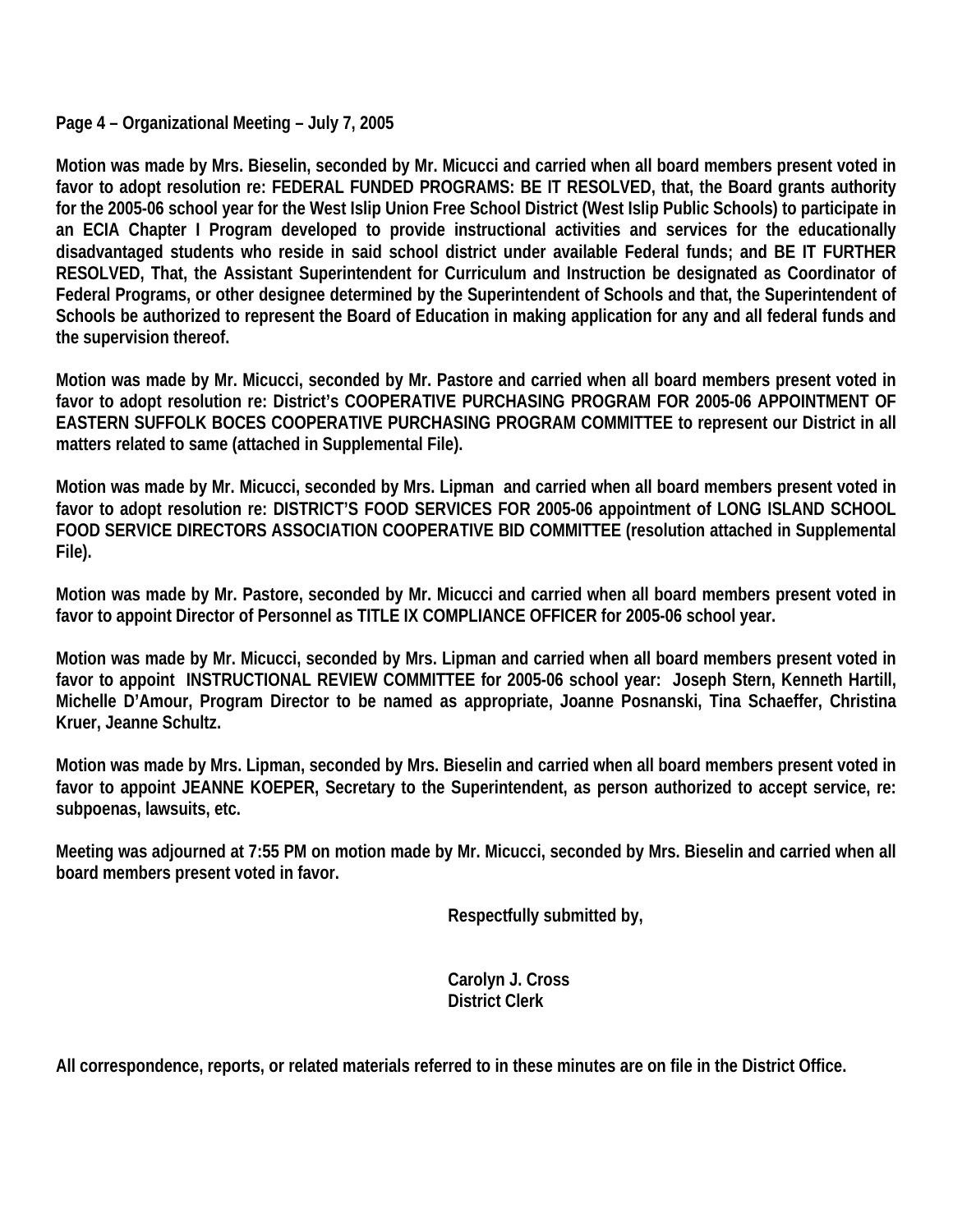**Motion was made by Mrs. Bieselin, seconded by Mr. Micucci and carried when all board members present voted in favor to adopt resolution re: FEDERAL FUNDED PROGRAMS: BE IT RESOLVED, that, the Board grants authority for the 2005-06 school year for the West Islip Union Free School District (West Islip Public Schools) to participate in an ECIA Chapter I Program developed to provide instructional activities and services for the educationally disadvantaged students who reside in said school district under available Federal funds; and BE IT FURTHER RESOLVED, That, the Assistant Superintendent for Curriculum and Instruction be designated as Coordinator of Federal Programs, or other designee determined by the Superintendent of Schools and that, the Superintendent of Schools be authorized to represent the Board of Education in making application for any and all federal funds and the supervision thereof.**

**Motion was made by Mr. Micucci, seconded by Mr. Pastore and carried when all board members present voted in favor to adopt resolution re: District's COOPERATIVE PURCHASING PROGRAM FOR 2005-06 APPOINTMENT OF EASTERN SUFFOLK BOCES COOPERATIVE PURCHASING PROGRAM COMMITTEE to represent our District in all matters related to same (attached in Supplemental File).**

**Motion was made by Mr. Micucci, seconded by Mrs. Lipman and carried when all board members present voted in favor to adopt resolution re: DISTRICT'S FOOD SERVICES FOR 2005-06 appointment of LONG ISLAND SCHOOL FOOD SERVICE DIRECTORS ASSOCIATION COOPERATIVE BID COMMITTEE (resolution attached in Supplemental File).**

**Motion was made by Mr. Pastore, seconded by Mr. Micucci and carried when all board members present voted in favor to appoint Director of Personnel as TITLE IX COMPLIANCE OFFICER for 2005-06 school year.**

**Motion was made by Mr. Micucci, seconded by Mrs. Lipman and carried when all board members present voted in favor to appoint INSTRUCTIONAL REVIEW COMMITTEE for 2005-06 school year: Joseph Stern, Kenneth Hartill, Michelle D'Amour, Program Director to be named as appropriate, Joanne Posnanski, Tina Schaeffer, Christina Kruer, Jeanne Schultz.**

**Motion was made by Mrs. Lipman, seconded by Mrs. Bieselin and carried when all board members present voted in favor to appoint JEANNE KOEPER, Secretary to the Superintendent, as person authorized to accept service, re: subpoenas, lawsuits, etc.**

**Meeting was adjourned at 7:55 PM on motion made by Mr. Micucci, seconded by Mrs. Bieselin and carried when all board members present voted in favor.**

**Respectfully submitted by,**

**Carolyn J. Cross**
**District Clerk**

**All correspondence, reports, or related materials referred to in these minutes are on file in the District Office.**